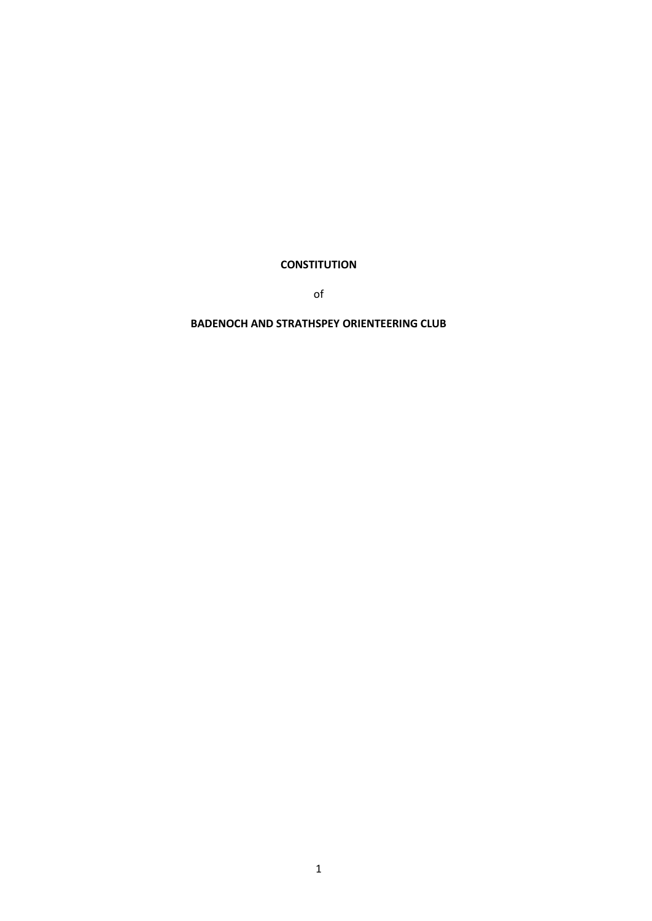**CONSTITUTION**

of

**BADENOCH AND STRATHSPEY ORIENTEERING CLUB**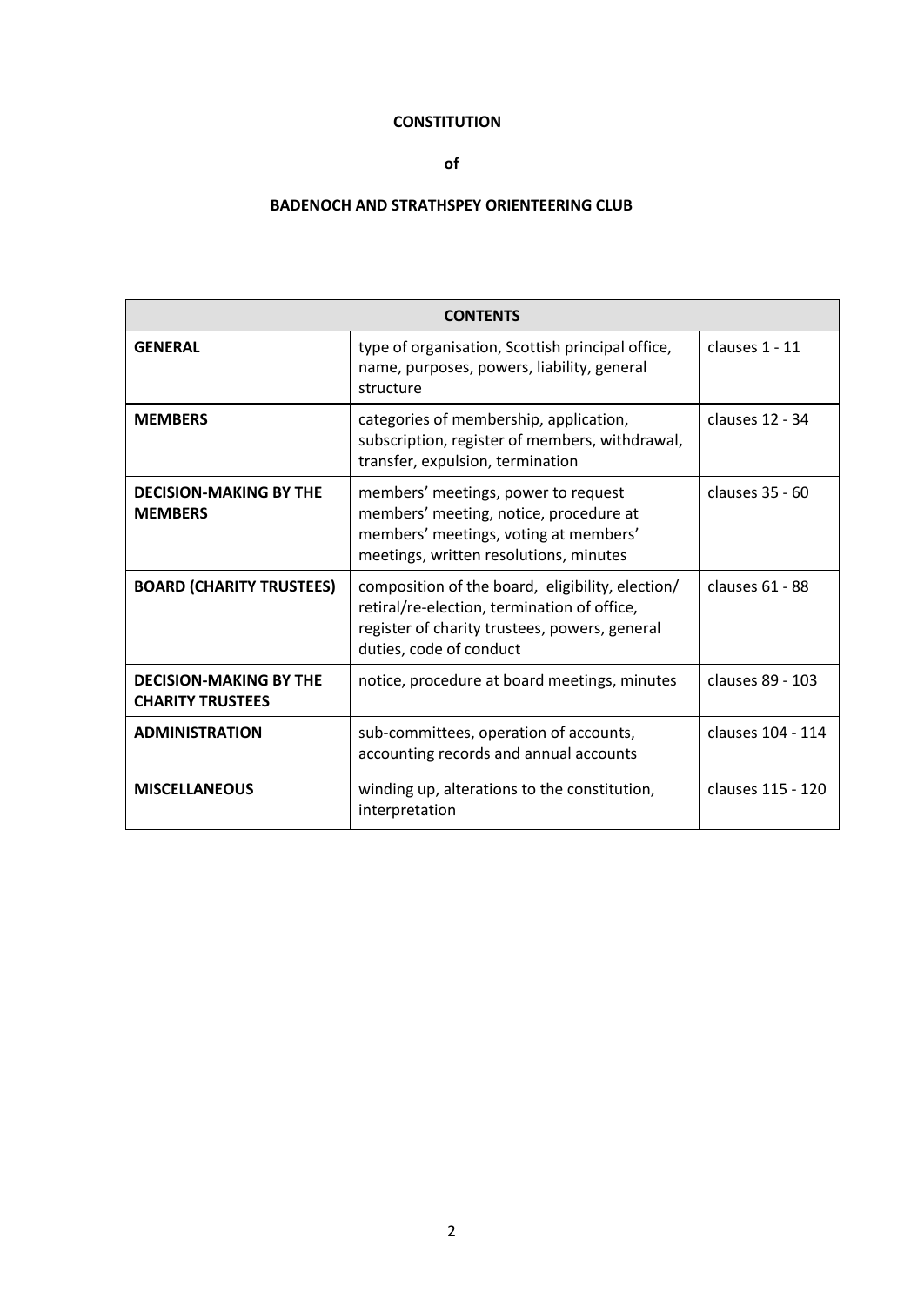**CONSTITUTION**

**of**

**BADENOCH AND STRATHSPEY ORIENTEERING CLUB**

| CONTENTS | | |
|---|---|---|
| **GENERAL** | type of organisation, Scottish principal office, name, purposes, powers, liability, general structure | clauses 1 - 11 |
| **MEMBERS** | categories of membership, application, subscription, register of members, withdrawal, transfer, expulsion, termination | clauses 12 - 34 |
| **DECISION-MAKING BY THE MEMBERS** | members' meetings, power to request members' meeting, notice, procedure at members' meetings, voting at members' meetings, written resolutions, minutes | clauses 35 - 60 |
| **BOARD (CHARITY TRUSTEES)** | composition of the board, eligibility, election/ retiral/re-election, termination of office, register of charity trustees, powers, general duties, code of conduct | clauses 61 - 88 |
| **DECISION-MAKING BY THE CHARITY TRUSTEES** | notice, procedure at board meetings, minutes | clauses 89 - 103 |
| **ADMINISTRATION** | sub-committees, operation of accounts, accounting records and annual accounts | clauses 104 - 114 |
| **MISCELLANEOUS** | winding up, alterations to the constitution, interpretation | clauses 115 - 120 |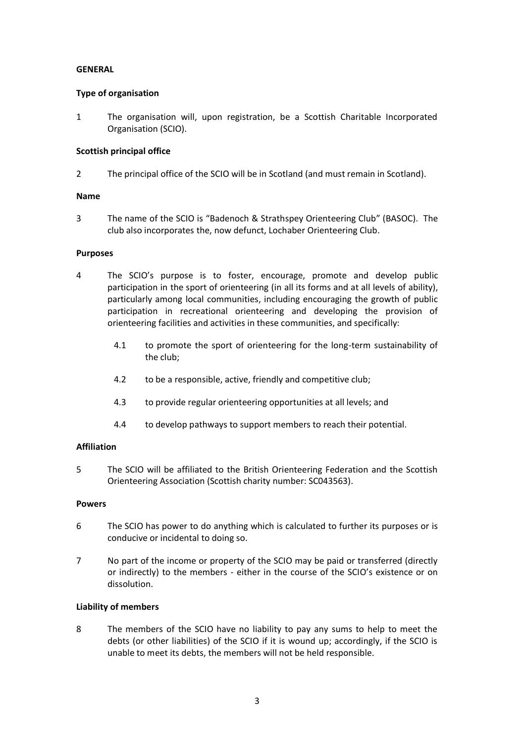## GENERAL

### Type of organisation

1 The organisation will, upon registration, be a Scottish Charitable Incorporated Organisation (SCIO).

### Scottish principal office

2 The principal office of the SCIO will be in Scotland (and must remain in Scotland).

### Name

3 The name of the SCIO is "Badenoch & Strathspey Orienteering Club" (BASOC). The club also incorporates the, now defunct, Lochaber Orienteering Club.

### Purposes

4 The SCIO's purpose is to foster, encourage, promote and develop public participation in the sport of orienteering (in all its forms and at all levels of ability), particularly among local communities, including encouraging the growth of public participation in recreational orienteering and developing the provision of orienteering facilities and activities in these communities, and specifically:

- 4.1 to promote the sport of orienteering for the long-term sustainability of the club;
- 4.2 to be a responsible, active, friendly and competitive club;
- 4.3 to provide regular orienteering opportunities at all levels; and
- 4.4 to develop pathways to support members to reach their potential.

### Affiliation

5 The SCIO will be affiliated to the British Orienteering Federation and the Scottish Orienteering Association (Scottish charity number: SC043563).

### Powers

6 The SCIO has power to do anything which is calculated to further its purposes or is conducive or incidental to doing so.

7 No part of the income or property of the SCIO may be paid or transferred (directly or indirectly) to the members - either in the course of the SCIO's existence or on dissolution.

### Liability of members

8 The members of the SCIO have no liability to pay any sums to help to meet the debts (or other liabilities) of the SCIO if it is wound up; accordingly, if the SCIO is unable to meet its debts, the members will not be held responsible.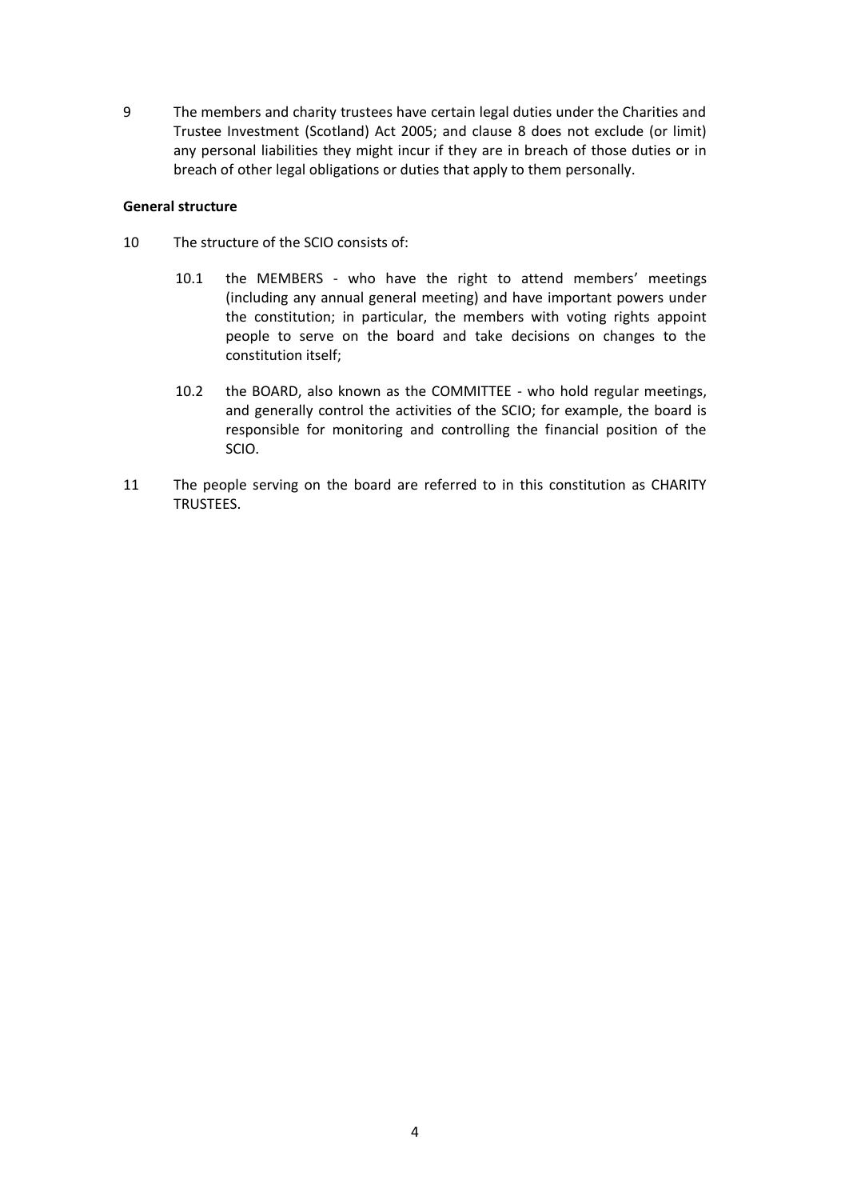9 The members and charity trustees have certain legal duties under the Charities and Trustee Investment (Scotland) Act 2005; and clause 8 does not exclude (or limit) any personal liabilities they might incur if they are in breach of those duties or in breach of other legal obligations or duties that apply to them personally.

**General structure**

10 The structure of the SCIO consists of:

10.1 the MEMBERS - who have the right to attend members' meetings (including any annual general meeting) and have important powers under the constitution; in particular, the members with voting rights appoint people to serve on the board and take decisions on changes to the constitution itself;

10.2 the BOARD, also known as the COMMITTEE - who hold regular meetings, and generally control the activities of the SCIO; for example, the board is responsible for monitoring and controlling the financial position of the SCIO.

11 The people serving on the board are referred to in this constitution as CHARITY TRUSTEES.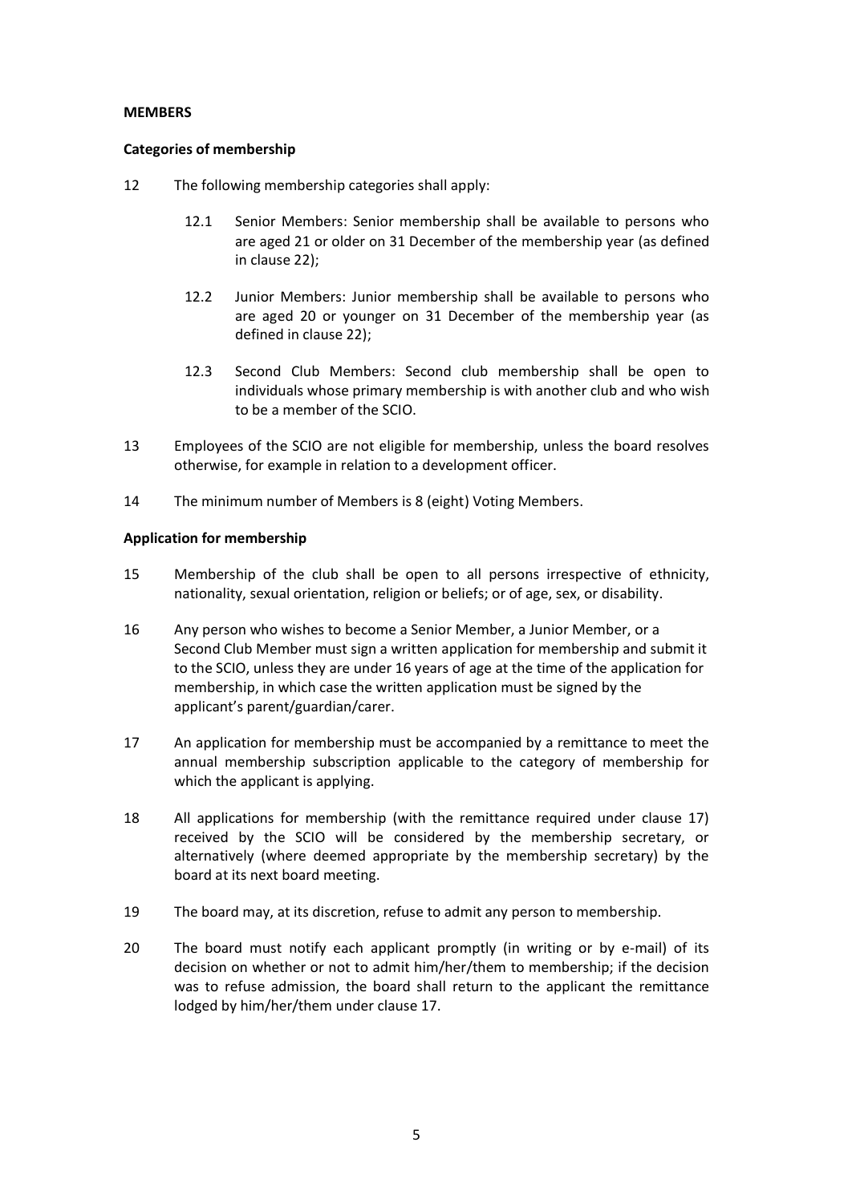**MEMBERS**

**Categories of membership**

12 The following membership categories shall apply:

  12.1 Senior Members: Senior membership shall be available to persons who are aged 21 or older on 31 December of the membership year (as defined in clause 22);

  12.2 Junior Members: Junior membership shall be available to persons who are aged 20 or younger on 31 December of the membership year (as defined in clause 22);

  12.3 Second Club Members: Second club membership shall be open to individuals whose primary membership is with another club and who wish to be a member of the SCIO.

13 Employees of the SCIO are not eligible for membership, unless the board resolves otherwise, for example in relation to a development officer.

14 The minimum number of Members is 8 (eight) Voting Members.

**Application for membership**

15 Membership of the club shall be open to all persons irrespective of ethnicity, nationality, sexual orientation, religion or beliefs; or of age, sex, or disability.

16 Any person who wishes to become a Senior Member, a Junior Member, or a Second Club Member must sign a written application for membership and submit it to the SCIO, unless they are under 16 years of age at the time of the application for membership, in which case the written application must be signed by the applicant's parent/guardian/carer.

17 An application for membership must be accompanied by a remittance to meet the annual membership subscription applicable to the category of membership for which the applicant is applying.

18 All applications for membership (with the remittance required under clause 17) received by the SCIO will be considered by the membership secretary, or alternatively (where deemed appropriate by the membership secretary) by the board at its next board meeting.

19 The board may, at its discretion, refuse to admit any person to membership.

20 The board must notify each applicant promptly (in writing or by e-mail) of its decision on whether or not to admit him/her/them to membership; if the decision was to refuse admission, the board shall return to the applicant the remittance lodged by him/her/them under clause 17.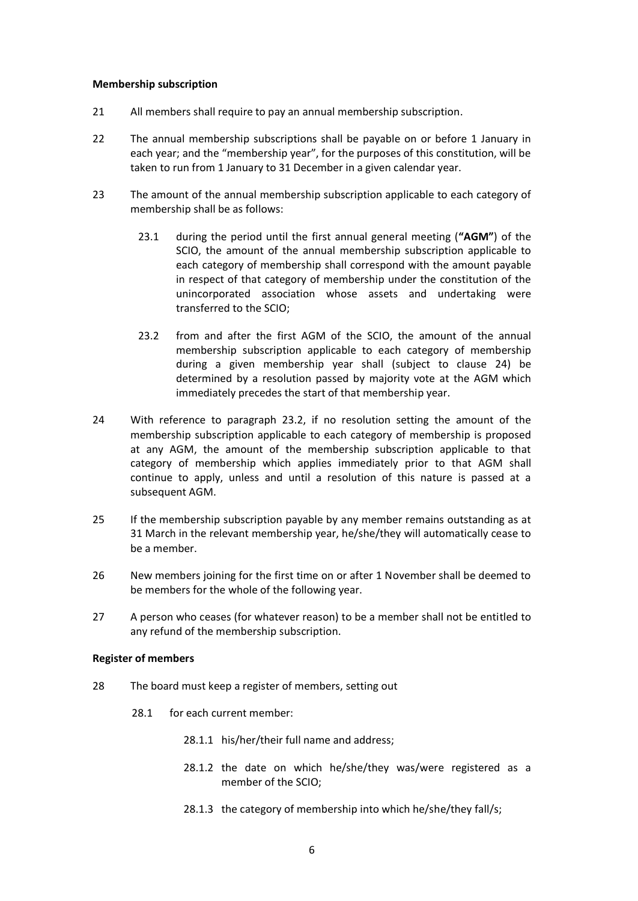**Membership subscription**

21 All members shall require to pay an annual membership subscription.

22 The annual membership subscriptions shall be payable on or before 1 January in each year; and the "membership year", for the purposes of this constitution, will be taken to run from 1 January to 31 December in a given calendar year.

23 The amount of the annual membership subscription applicable to each category of membership shall be as follows:

23.1 during the period until the first annual general meeting (**"AGM"**) of the SCIO, the amount of the annual membership subscription applicable to each category of membership shall correspond with the amount payable in respect of that category of membership under the constitution of the unincorporated association whose assets and undertaking were transferred to the SCIO;

23.2 from and after the first AGM of the SCIO, the amount of the annual membership subscription applicable to each category of membership during a given membership year shall (subject to clause 24) be determined by a resolution passed by majority vote at the AGM which immediately precedes the start of that membership year.

24 With reference to paragraph 23.2, if no resolution setting the amount of the membership subscription applicable to each category of membership is proposed at any AGM, the amount of the membership subscription applicable to that category of membership which applies immediately prior to that AGM shall continue to apply, unless and until a resolution of this nature is passed at a subsequent AGM.

25 If the membership subscription payable by any member remains outstanding as at 31 March in the relevant membership year, he/she/they will automatically cease to be a member.

26 New members joining for the first time on or after 1 November shall be deemed to be members for the whole of the following year.

27 A person who ceases (for whatever reason) to be a member shall not be entitled to any refund of the membership subscription.

**Register of members**

28 The board must keep a register of members, setting out

28.1 for each current member:

28.1.1 his/her/their full name and address;

28.1.2 the date on which he/she/they was/were registered as a member of the SCIO;

28.1.3 the category of membership into which he/she/they fall/s;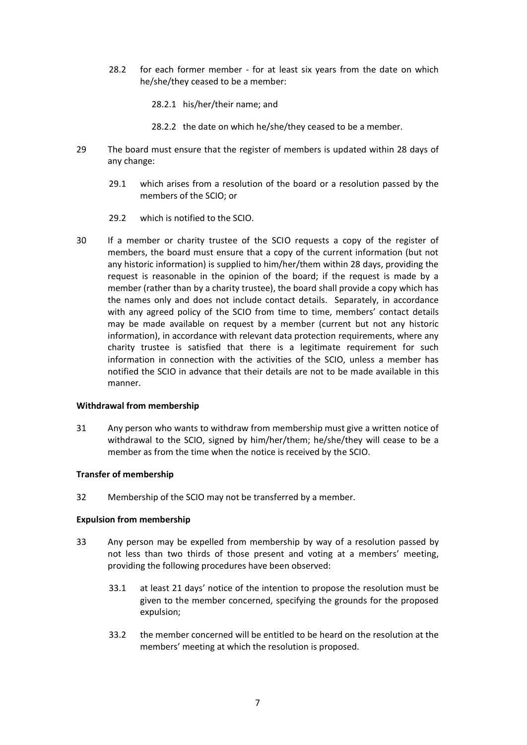28.2 for each former member - for at least six years from the date on which he/she/they ceased to be a member:

28.2.1 his/her/their name; and

28.2.2 the date on which he/she/they ceased to be a member.

29 The board must ensure that the register of members is updated within 28 days of any change:

29.1 which arises from a resolution of the board or a resolution passed by the members of the SCIO; or

29.2 which is notified to the SCIO.

30 If a member or charity trustee of the SCIO requests a copy of the register of members, the board must ensure that a copy of the current information (but not any historic information) is supplied to him/her/them within 28 days, providing the request is reasonable in the opinion of the board; if the request is made by a member (rather than by a charity trustee), the board shall provide a copy which has the names only and does not include contact details. Separately, in accordance with any agreed policy of the SCIO from time to time, members' contact details may be made available on request by a member (current but not any historic information), in accordance with relevant data protection requirements, where any charity trustee is satisfied that there is a legitimate requirement for such information in connection with the activities of the SCIO, unless a member has notified the SCIO in advance that their details are not to be made available in this manner.

**Withdrawal from membership**

31 Any person who wants to withdraw from membership must give a written notice of withdrawal to the SCIO, signed by him/her/them; he/she/they will cease to be a member as from the time when the notice is received by the SCIO.

**Transfer of membership**

32 Membership of the SCIO may not be transferred by a member.

**Expulsion from membership**

33 Any person may be expelled from membership by way of a resolution passed by not less than two thirds of those present and voting at a members' meeting, providing the following procedures have been observed:

33.1 at least 21 days' notice of the intention to propose the resolution must be given to the member concerned, specifying the grounds for the proposed expulsion;

33.2 the member concerned will be entitled to be heard on the resolution at the members' meeting at which the resolution is proposed.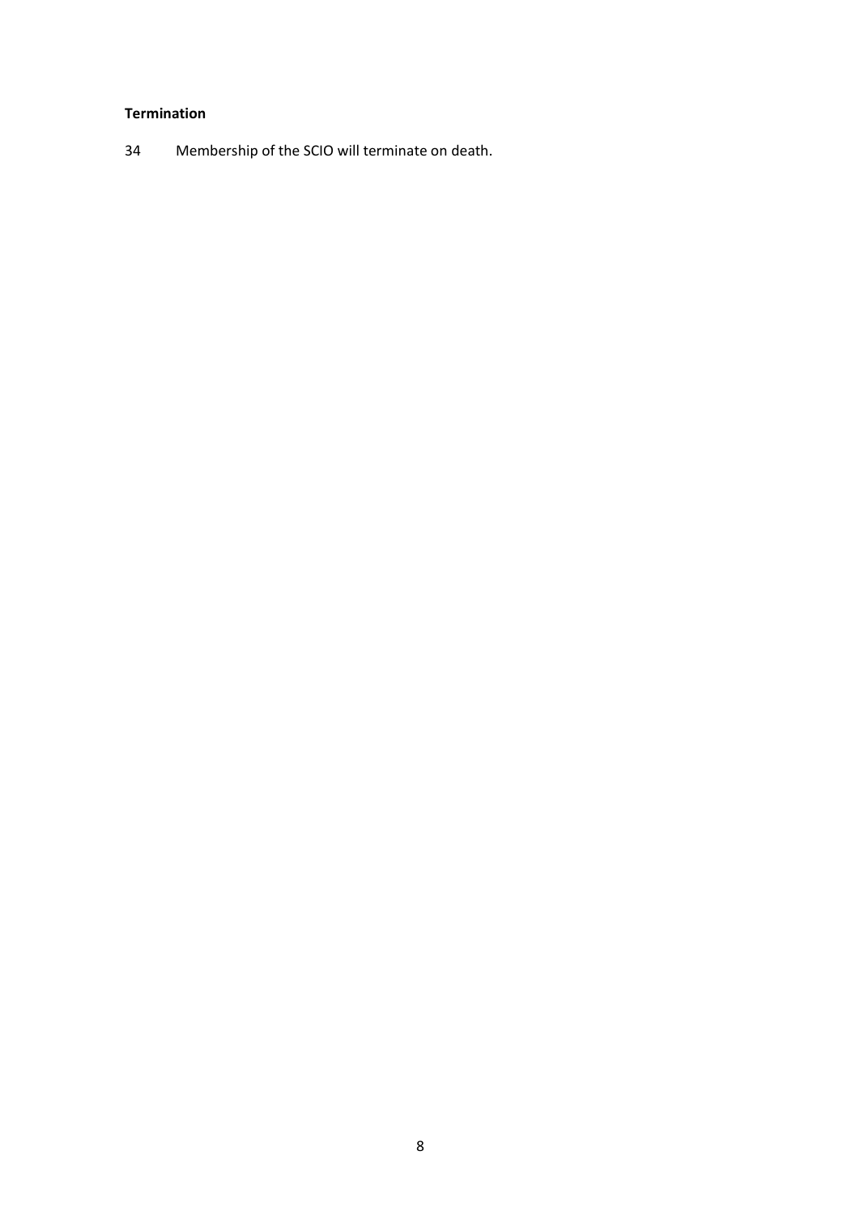**Termination**

34 Membership of the SCIO will terminate on death.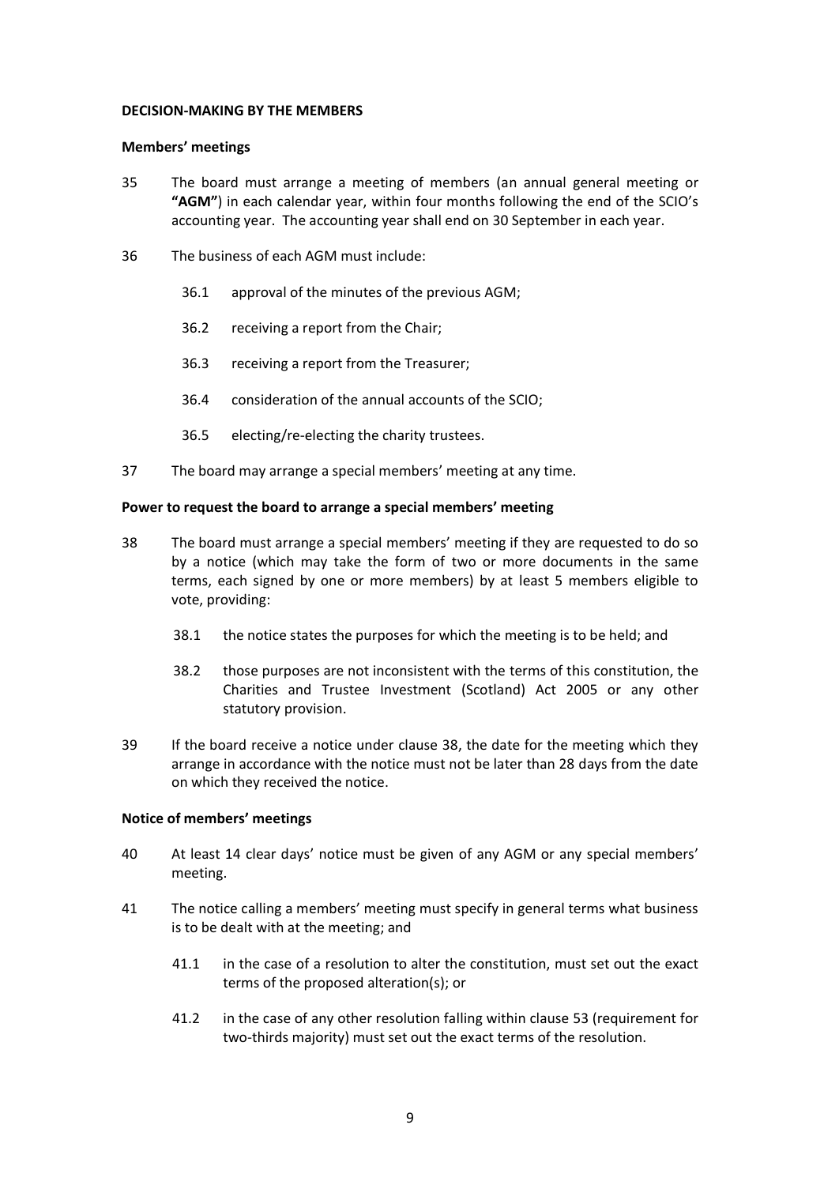**DECISION-MAKING BY THE MEMBERS**

**Members' meetings**

35 The board must arrange a meeting of members (an annual general meeting or **"AGM"**) in each calendar year, within four months following the end of the SCIO's accounting year. The accounting year shall end on 30 September in each year.

36 The business of each AGM must include:

- 36.1 approval of the minutes of the previous AGM;
- 36.2 receiving a report from the Chair;
- 36.3 receiving a report from the Treasurer;
- 36.4 consideration of the annual accounts of the SCIO;
- 36.5 electing/re-electing the charity trustees.

37 The board may arrange a special members' meeting at any time.

**Power to request the board to arrange a special members' meeting**

38 The board must arrange a special members' meeting if they are requested to do so by a notice (which may take the form of two or more documents in the same terms, each signed by one or more members) by at least 5 members eligible to vote, providing:

- 38.1 the notice states the purposes for which the meeting is to be held; and
- 38.2 those purposes are not inconsistent with the terms of this constitution, the Charities and Trustee Investment (Scotland) Act 2005 or any other statutory provision.

39 If the board receive a notice under clause 38, the date for the meeting which they arrange in accordance with the notice must not be later than 28 days from the date on which they received the notice.

**Notice of members' meetings**

40 At least 14 clear days' notice must be given of any AGM or any special members' meeting.

41 The notice calling a members' meeting must specify in general terms what business is to be dealt with at the meeting; and

- 41.1 in the case of a resolution to alter the constitution, must set out the exact terms of the proposed alteration(s); or
- 41.2 in the case of any other resolution falling within clause 53 (requirement for two-thirds majority) must set out the exact terms of the resolution.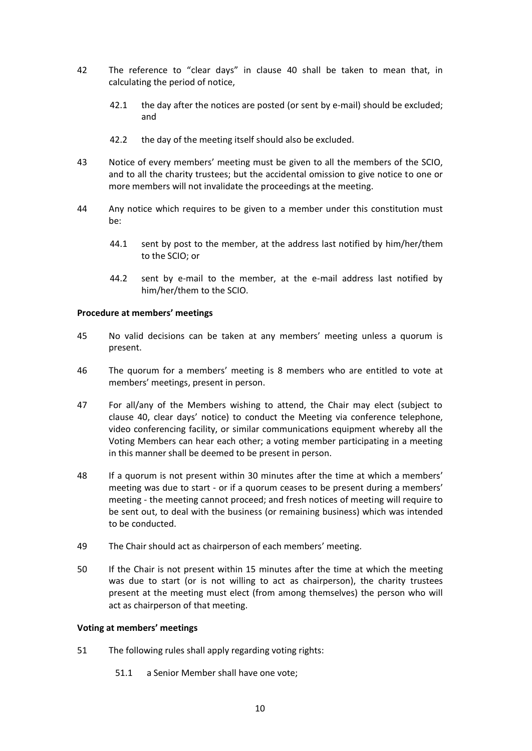42 The reference to "clear days" in clause 40 shall be taken to mean that, in calculating the period of notice,

   42.1 the day after the notices are posted (or sent by e-mail) should be excluded; and

   42.2 the day of the meeting itself should also be excluded.

43 Notice of every members' meeting must be given to all the members of the SCIO, and to all the charity trustees; but the accidental omission to give notice to one or more members will not invalidate the proceedings at the meeting.

44 Any notice which requires to be given to a member under this constitution must be:

   44.1 sent by post to the member, at the address last notified by him/her/them to the SCIO; or

   44.2 sent by e-mail to the member, at the e-mail address last notified by him/her/them to the SCIO.

**Procedure at members' meetings**

45 No valid decisions can be taken at any members' meeting unless a quorum is present.

46 The quorum for a members' meeting is 8 members who are entitled to vote at members' meetings, present in person.

47 For all/any of the Members wishing to attend, the Chair may elect (subject to clause 40, clear days' notice) to conduct the Meeting via conference telephone, video conferencing facility, or similar communications equipment whereby all the Voting Members can hear each other; a voting member participating in a meeting in this manner shall be deemed to be present in person.

48 If a quorum is not present within 30 minutes after the time at which a members' meeting was due to start - or if a quorum ceases to be present during a members' meeting - the meeting cannot proceed; and fresh notices of meeting will require to be sent out, to deal with the business (or remaining business) which was intended to be conducted.

49 The Chair should act as chairperson of each members' meeting.

50 If the Chair is not present within 15 minutes after the time at which the meeting was due to start (or is not willing to act as chairperson), the charity trustees present at the meeting must elect (from among themselves) the person who will act as chairperson of that meeting.

**Voting at members' meetings**

51 The following rules shall apply regarding voting rights:

   51.1 a Senior Member shall have one vote;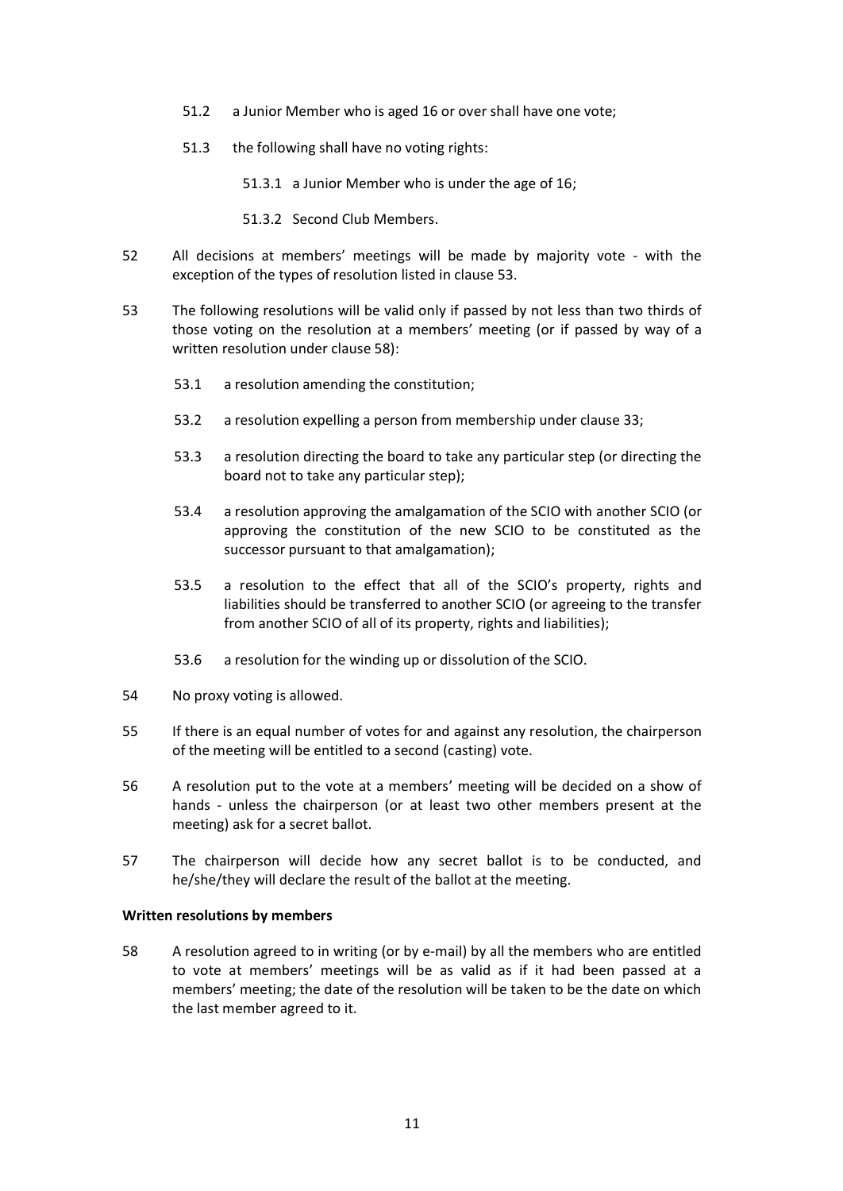51.2 a Junior Member who is aged 16 or over shall have one vote;

51.3 the following shall have no voting rights:

51.3.1 a Junior Member who is under the age of 16;

51.3.2 Second Club Members.

52 All decisions at members' meetings will be made by majority vote - with the exception of the types of resolution listed in clause 53.

53 The following resolutions will be valid only if passed by not less than two thirds of those voting on the resolution at a members' meeting (or if passed by way of a written resolution under clause 58):

53.1 a resolution amending the constitution;

53.2 a resolution expelling a person from membership under clause 33;

53.3 a resolution directing the board to take any particular step (or directing the board not to take any particular step);

53.4 a resolution approving the amalgamation of the SCIO with another SCIO (or approving the constitution of the new SCIO to be constituted as the successor pursuant to that amalgamation);

53.5 a resolution to the effect that all of the SCIO's property, rights and liabilities should be transferred to another SCIO (or agreeing to the transfer from another SCIO of all of its property, rights and liabilities);

53.6 a resolution for the winding up or dissolution of the SCIO.

54 No proxy voting is allowed.

55 If there is an equal number of votes for and against any resolution, the chairperson of the meeting will be entitled to a second (casting) vote.

56 A resolution put to the vote at a members' meeting will be decided on a show of hands - unless the chairperson (or at least two other members present at the meeting) ask for a secret ballot.

57 The chairperson will decide how any secret ballot is to be conducted, and he/she/they will declare the result of the ballot at the meeting.

**Written resolutions by members**

58 A resolution agreed to in writing (or by e-mail) by all the members who are entitled to vote at members' meetings will be as valid as if it had been passed at a members' meeting; the date of the resolution will be taken to be the date on which the last member agreed to it.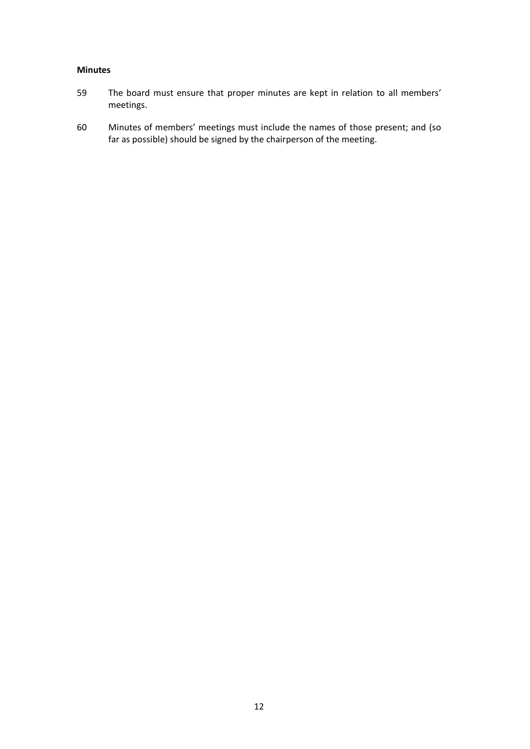**Minutes**

59 The board must ensure that proper minutes are kept in relation to all members' meetings.

60 Minutes of members' meetings must include the names of those present; and (so far as possible) should be signed by the chairperson of the meeting.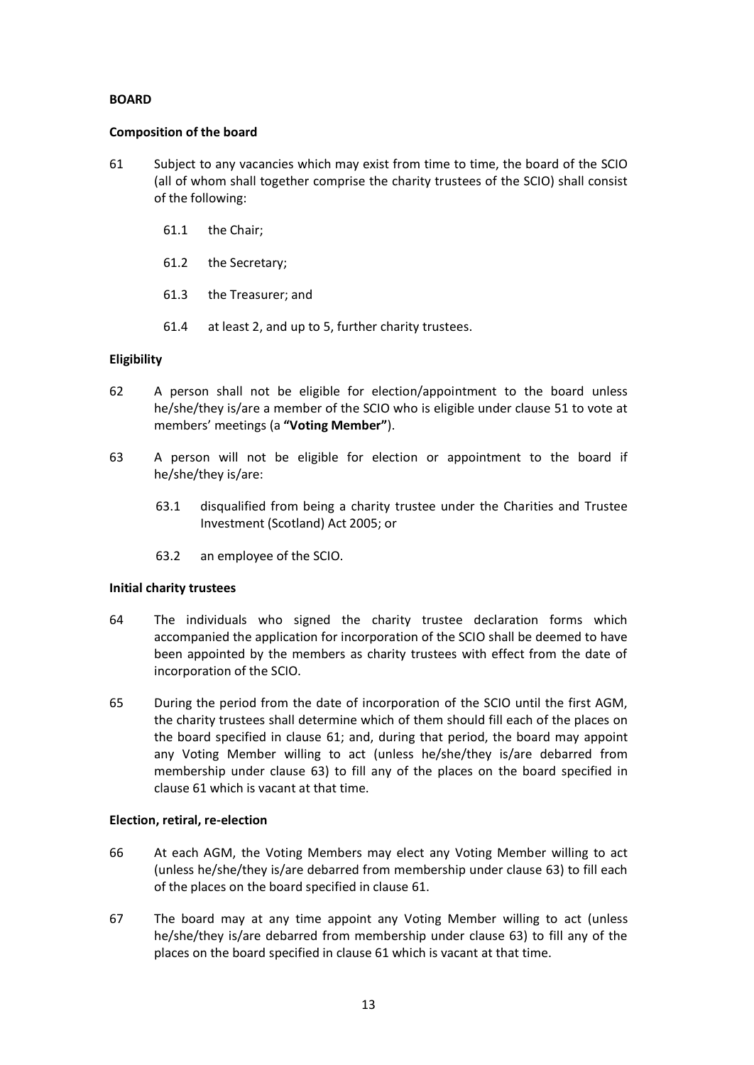## BOARD

### Composition of the board

61 Subject to any vacancies which may exist from time to time, the board of the SCIO (all of whom shall together comprise the charity trustees of the SCIO) shall consist of the following:

  61.1 the Chair;

  61.2 the Secretary;

  61.3 the Treasurer; and

  61.4 at least 2, and up to 5, further charity trustees.

### Eligibility

62 A person shall not be eligible for election/appointment to the board unless he/she/they is/are a member of the SCIO who is eligible under clause 51 to vote at members' meetings (a **"Voting Member"**).

63 A person will not be eligible for election or appointment to the board if he/she/they is/are:

  63.1 disqualified from being a charity trustee under the Charities and Trustee Investment (Scotland) Act 2005; or

  63.2 an employee of the SCIO.

### Initial charity trustees

64 The individuals who signed the charity trustee declaration forms which accompanied the application for incorporation of the SCIO shall be deemed to have been appointed by the members as charity trustees with effect from the date of incorporation of the SCIO.

65 During the period from the date of incorporation of the SCIO until the first AGM, the charity trustees shall determine which of them should fill each of the places on the board specified in clause 61; and, during that period, the board may appoint any Voting Member willing to act (unless he/she/they is/are debarred from membership under clause 63) to fill any of the places on the board specified in clause 61 which is vacant at that time.

### Election, retiral, re-election

66 At each AGM, the Voting Members may elect any Voting Member willing to act (unless he/she/they is/are debarred from membership under clause 63) to fill each of the places on the board specified in clause 61.

67 The board may at any time appoint any Voting Member willing to act (unless he/she/they is/are debarred from membership under clause 63) to fill any of the places on the board specified in clause 61 which is vacant at that time.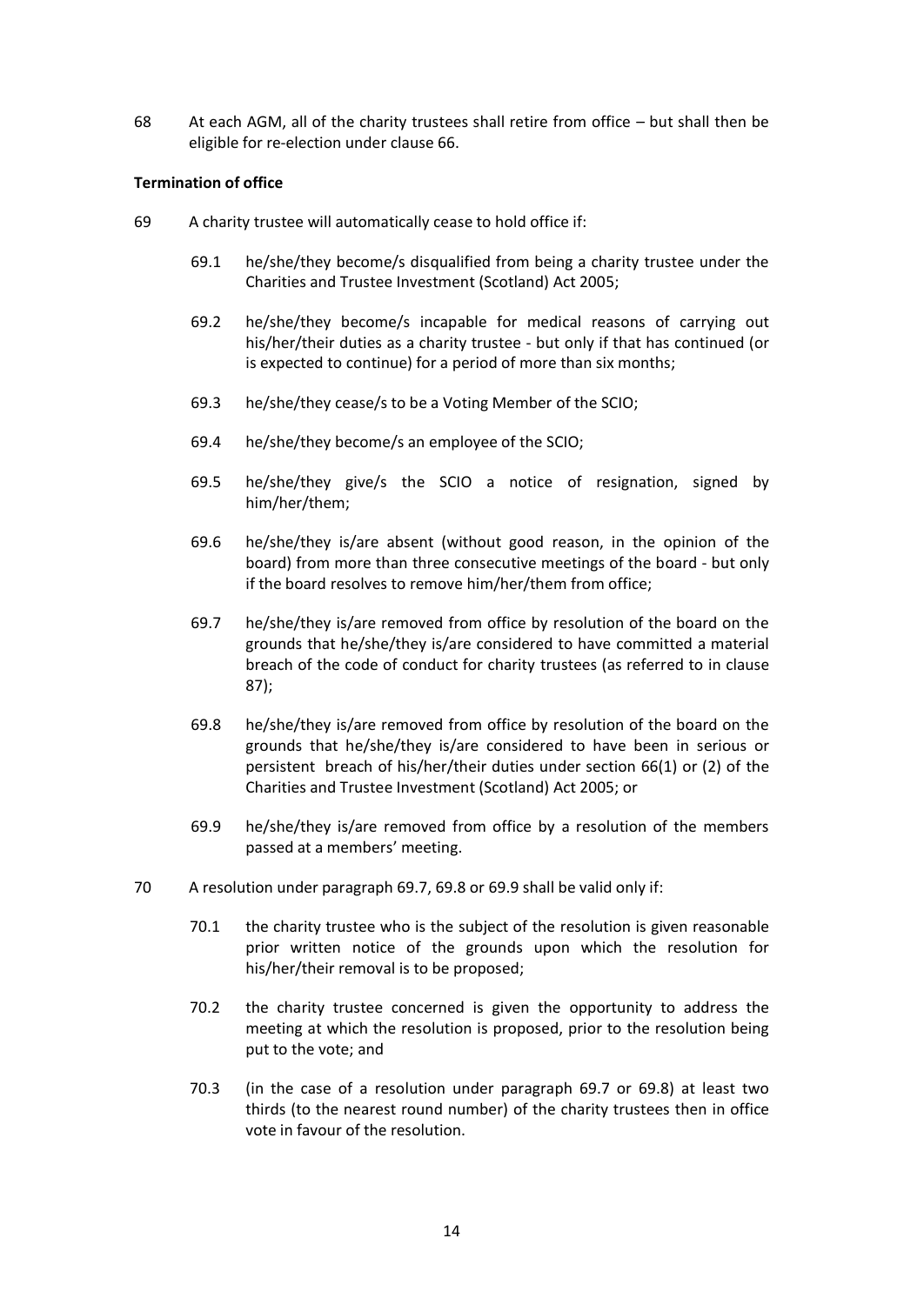68 At each AGM, all of the charity trustees shall retire from office – but shall then be eligible for re-election under clause 66.

**Termination of office**

69 A charity trustee will automatically cease to hold office if:

69.1 he/she/they become/s disqualified from being a charity trustee under the Charities and Trustee Investment (Scotland) Act 2005;

69.2 he/she/they become/s incapable for medical reasons of carrying out his/her/their duties as a charity trustee - but only if that has continued (or is expected to continue) for a period of more than six months;

69.3 he/she/they cease/s to be a Voting Member of the SCIO;

69.4 he/she/they become/s an employee of the SCIO;

69.5 he/she/they give/s the SCIO a notice of resignation, signed by him/her/them;

69.6 he/she/they is/are absent (without good reason, in the opinion of the board) from more than three consecutive meetings of the board - but only if the board resolves to remove him/her/them from office;

69.7 he/she/they is/are removed from office by resolution of the board on the grounds that he/she/they is/are considered to have committed a material breach of the code of conduct for charity trustees (as referred to in clause 87);

69.8 he/she/they is/are removed from office by resolution of the board on the grounds that he/she/they is/are considered to have been in serious or persistent breach of his/her/their duties under section 66(1) or (2) of the Charities and Trustee Investment (Scotland) Act 2005; or

69.9 he/she/they is/are removed from office by a resolution of the members passed at a members' meeting.

70 A resolution under paragraph 69.7, 69.8 or 69.9 shall be valid only if:

70.1 the charity trustee who is the subject of the resolution is given reasonable prior written notice of the grounds upon which the resolution for his/her/their removal is to be proposed;

70.2 the charity trustee concerned is given the opportunity to address the meeting at which the resolution is proposed, prior to the resolution being put to the vote; and

70.3 (in the case of a resolution under paragraph 69.7 or 69.8) at least two thirds (to the nearest round number) of the charity trustees then in office vote in favour of the resolution.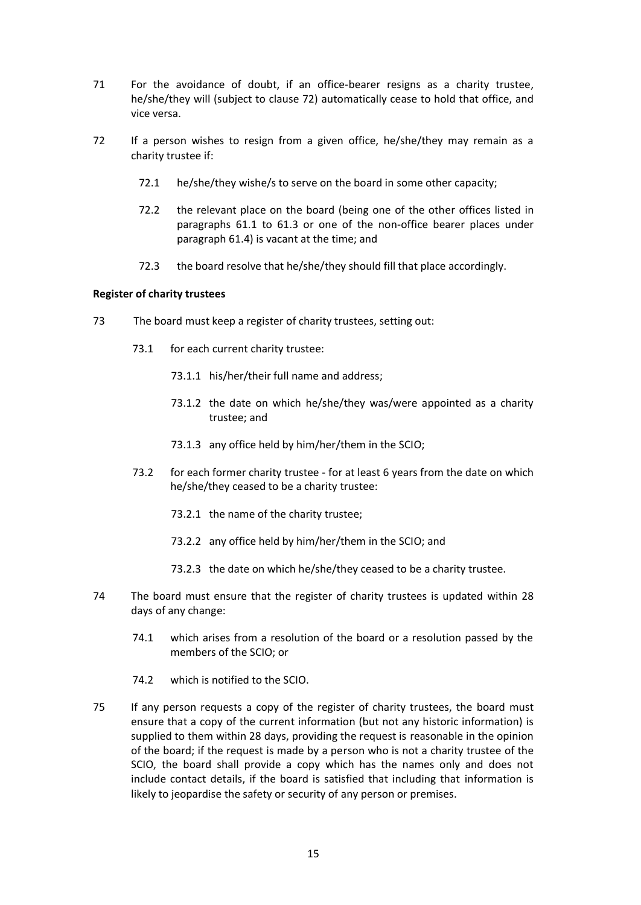71 For the avoidance of doubt, if an office-bearer resigns as a charity trustee, he/she/they will (subject to clause 72) automatically cease to hold that office, and vice versa.

72 If a person wishes to resign from a given office, he/she/they may remain as a charity trustee if:

   72.1 he/she/they wishe/s to serve on the board in some other capacity;

   72.2 the relevant place on the board (being one of the other offices listed in paragraphs 61.1 to 61.3 or one of the non-office bearer places under paragraph 61.4) is vacant at the time; and

   72.3 the board resolve that he/she/they should fill that place accordingly.

**Register of charity trustees**

73 The board must keep a register of charity trustees, setting out:

   73.1 for each current charity trustee:

      73.1.1 his/her/their full name and address;

      73.1.2 the date on which he/she/they was/were appointed as a charity trustee; and

      73.1.3 any office held by him/her/them in the SCIO;

   73.2 for each former charity trustee - for at least 6 years from the date on which he/she/they ceased to be a charity trustee:

      73.2.1 the name of the charity trustee;

      73.2.2 any office held by him/her/them in the SCIO; and

      73.2.3 the date on which he/she/they ceased to be a charity trustee.

74 The board must ensure that the register of charity trustees is updated within 28 days of any change:

   74.1 which arises from a resolution of the board or a resolution passed by the members of the SCIO; or

   74.2 which is notified to the SCIO.

75 If any person requests a copy of the register of charity trustees, the board must ensure that a copy of the current information (but not any historic information) is supplied to them within 28 days, providing the request is reasonable in the opinion of the board; if the request is made by a person who is not a charity trustee of the SCIO, the board shall provide a copy which has the names only and does not include contact details, if the board is satisfied that including that information is likely to jeopardise the safety or security of any person or premises.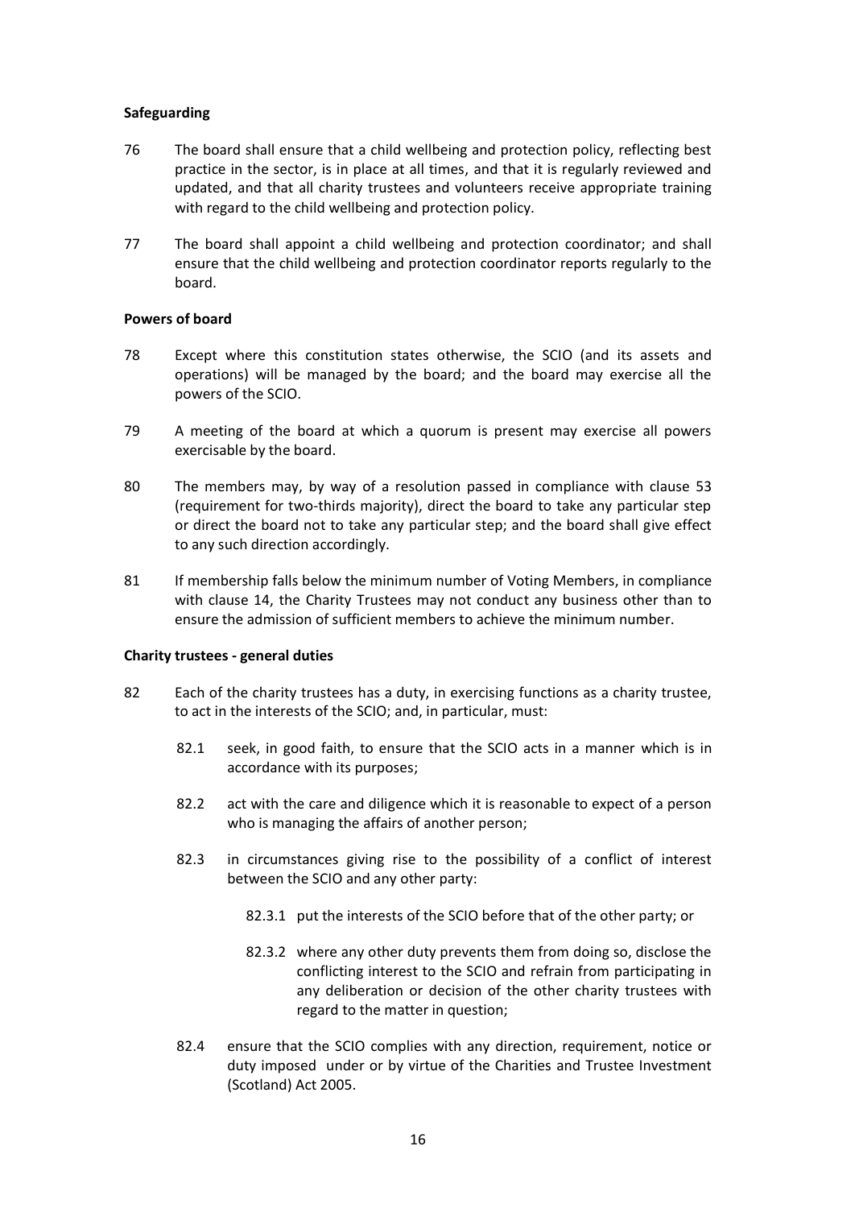**Safeguarding**

76 The board shall ensure that a child wellbeing and protection policy, reflecting best practice in the sector, is in place at all times, and that it is regularly reviewed and updated, and that all charity trustees and volunteers receive appropriate training with regard to the child wellbeing and protection policy.

77 The board shall appoint a child wellbeing and protection coordinator; and shall ensure that the child wellbeing and protection coordinator reports regularly to the board.

**Powers of board**

78 Except where this constitution states otherwise, the SCIO (and its assets and operations) will be managed by the board; and the board may exercise all the powers of the SCIO.

79 A meeting of the board at which a quorum is present may exercise all powers exercisable by the board.

80 The members may, by way of a resolution passed in compliance with clause 53 (requirement for two-thirds majority), direct the board to take any particular step or direct the board not to take any particular step; and the board shall give effect to any such direction accordingly.

81 If membership falls below the minimum number of Voting Members, in compliance with clause 14, the Charity Trustees may not conduct any business other than to ensure the admission of sufficient members to achieve the minimum number.

**Charity trustees - general duties**

82 Each of the charity trustees has a duty, in exercising functions as a charity trustee, to act in the interests of the SCIO; and, in particular, must:

- 82.1 seek, in good faith, to ensure that the SCIO acts in a manner which is in accordance with its purposes;
- 82.2 act with the care and diligence which it is reasonable to expect of a person who is managing the affairs of another person;
- 82.3 in circumstances giving rise to the possibility of a conflict of interest between the SCIO and any other party:
  - 82.3.1 put the interests of the SCIO before that of the other party; or
  - 82.3.2 where any other duty prevents them from doing so, disclose the conflicting interest to the SCIO and refrain from participating in any deliberation or decision of the other charity trustees with regard to the matter in question;
- 82.4 ensure that the SCIO complies with any direction, requirement, notice or duty imposed under or by virtue of the Charities and Trustee Investment (Scotland) Act 2005.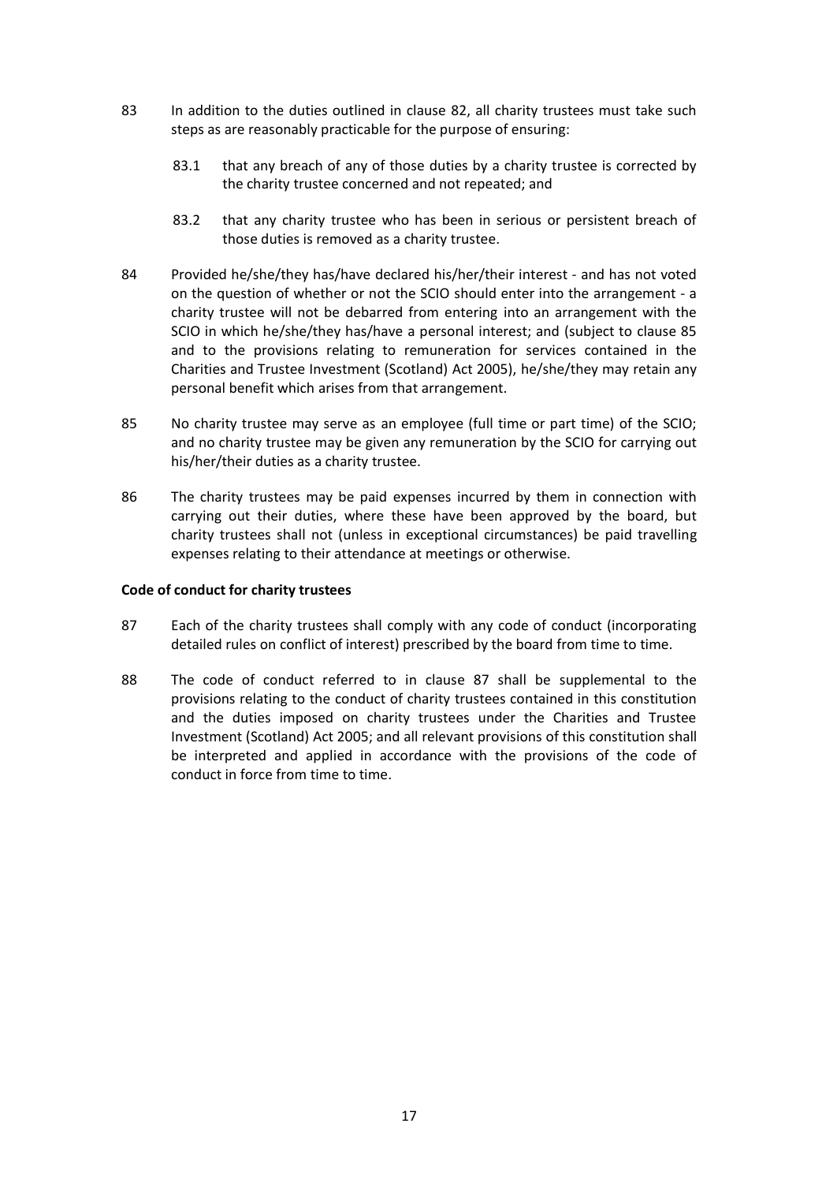83 In addition to the duties outlined in clause 82, all charity trustees must take such steps as are reasonably practicable for the purpose of ensuring:

  83.1 that any breach of any of those duties by a charity trustee is corrected by the charity trustee concerned and not repeated; and

  83.2 that any charity trustee who has been in serious or persistent breach of those duties is removed as a charity trustee.

84 Provided he/she/they has/have declared his/her/their interest - and has not voted on the question of whether or not the SCIO should enter into the arrangement - a charity trustee will not be debarred from entering into an arrangement with the SCIO in which he/she/they has/have a personal interest; and (subject to clause 85 and to the provisions relating to remuneration for services contained in the Charities and Trustee Investment (Scotland) Act 2005), he/she/they may retain any personal benefit which arises from that arrangement.

85 No charity trustee may serve as an employee (full time or part time) of the SCIO; and no charity trustee may be given any remuneration by the SCIO for carrying out his/her/their duties as a charity trustee.

86 The charity trustees may be paid expenses incurred by them in connection with carrying out their duties, where these have been approved by the board, but charity trustees shall not (unless in exceptional circumstances) be paid travelling expenses relating to their attendance at meetings or otherwise.

**Code of conduct for charity trustees**

87 Each of the charity trustees shall comply with any code of conduct (incorporating detailed rules on conflict of interest) prescribed by the board from time to time.

88 The code of conduct referred to in clause 87 shall be supplemental to the provisions relating to the conduct of charity trustees contained in this constitution and the duties imposed on charity trustees under the Charities and Trustee Investment (Scotland) Act 2005; and all relevant provisions of this constitution shall be interpreted and applied in accordance with the provisions of the code of conduct in force from time to time.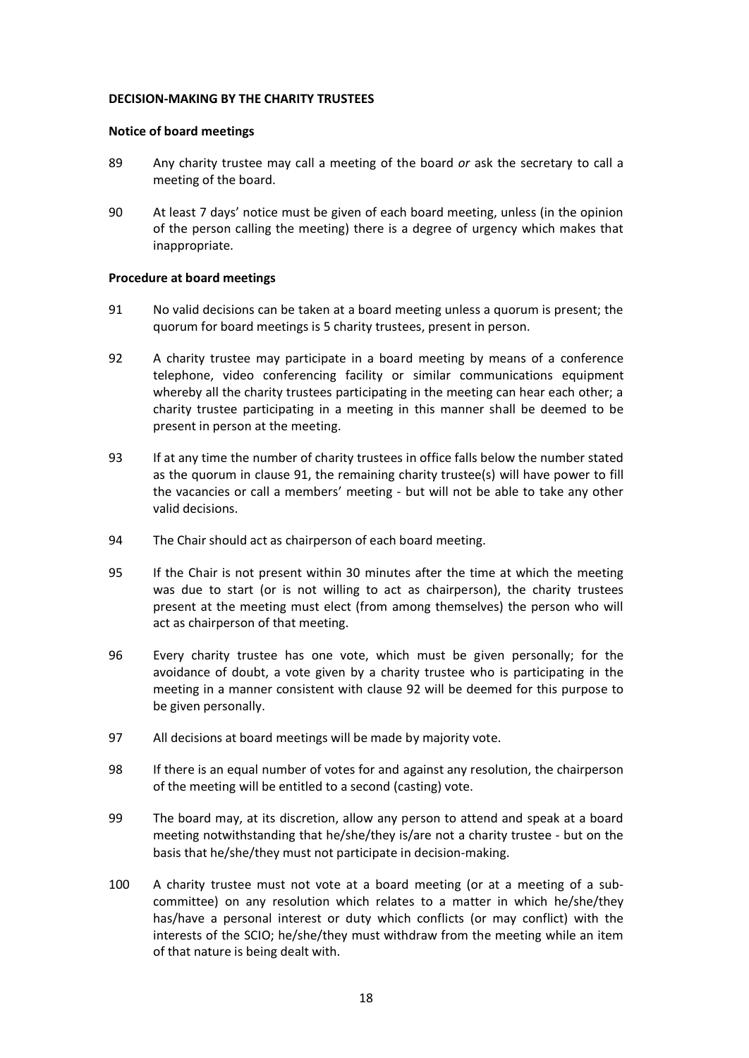**DECISION-MAKING BY THE CHARITY TRUSTEES**

**Notice of board meetings**

89 Any charity trustee may call a meeting of the board *or* ask the secretary to call a meeting of the board.

90 At least 7 days' notice must be given of each board meeting, unless (in the opinion of the person calling the meeting) there is a degree of urgency which makes that inappropriate.

**Procedure at board meetings**

91 No valid decisions can be taken at a board meeting unless a quorum is present; the quorum for board meetings is 5 charity trustees, present in person.

92 A charity trustee may participate in a board meeting by means of a conference telephone, video conferencing facility or similar communications equipment whereby all the charity trustees participating in the meeting can hear each other; a charity trustee participating in a meeting in this manner shall be deemed to be present in person at the meeting.

93 If at any time the number of charity trustees in office falls below the number stated as the quorum in clause 91, the remaining charity trustee(s) will have power to fill the vacancies or call a members' meeting - but will not be able to take any other valid decisions.

94 The Chair should act as chairperson of each board meeting.

95 If the Chair is not present within 30 minutes after the time at which the meeting was due to start (or is not willing to act as chairperson), the charity trustees present at the meeting must elect (from among themselves) the person who will act as chairperson of that meeting.

96 Every charity trustee has one vote, which must be given personally; for the avoidance of doubt, a vote given by a charity trustee who is participating in the meeting in a manner consistent with clause 92 will be deemed for this purpose to be given personally.

97 All decisions at board meetings will be made by majority vote.

98 If there is an equal number of votes for and against any resolution, the chairperson of the meeting will be entitled to a second (casting) vote.

99 The board may, at its discretion, allow any person to attend and speak at a board meeting notwithstanding that he/she/they is/are not a charity trustee - but on the basis that he/she/they must not participate in decision-making.

100 A charity trustee must not vote at a board meeting (or at a meeting of a sub-committee) on any resolution which relates to a matter in which he/she/they has/have a personal interest or duty which conflicts (or may conflict) with the interests of the SCIO; he/she/they must withdraw from the meeting while an item of that nature is being dealt with.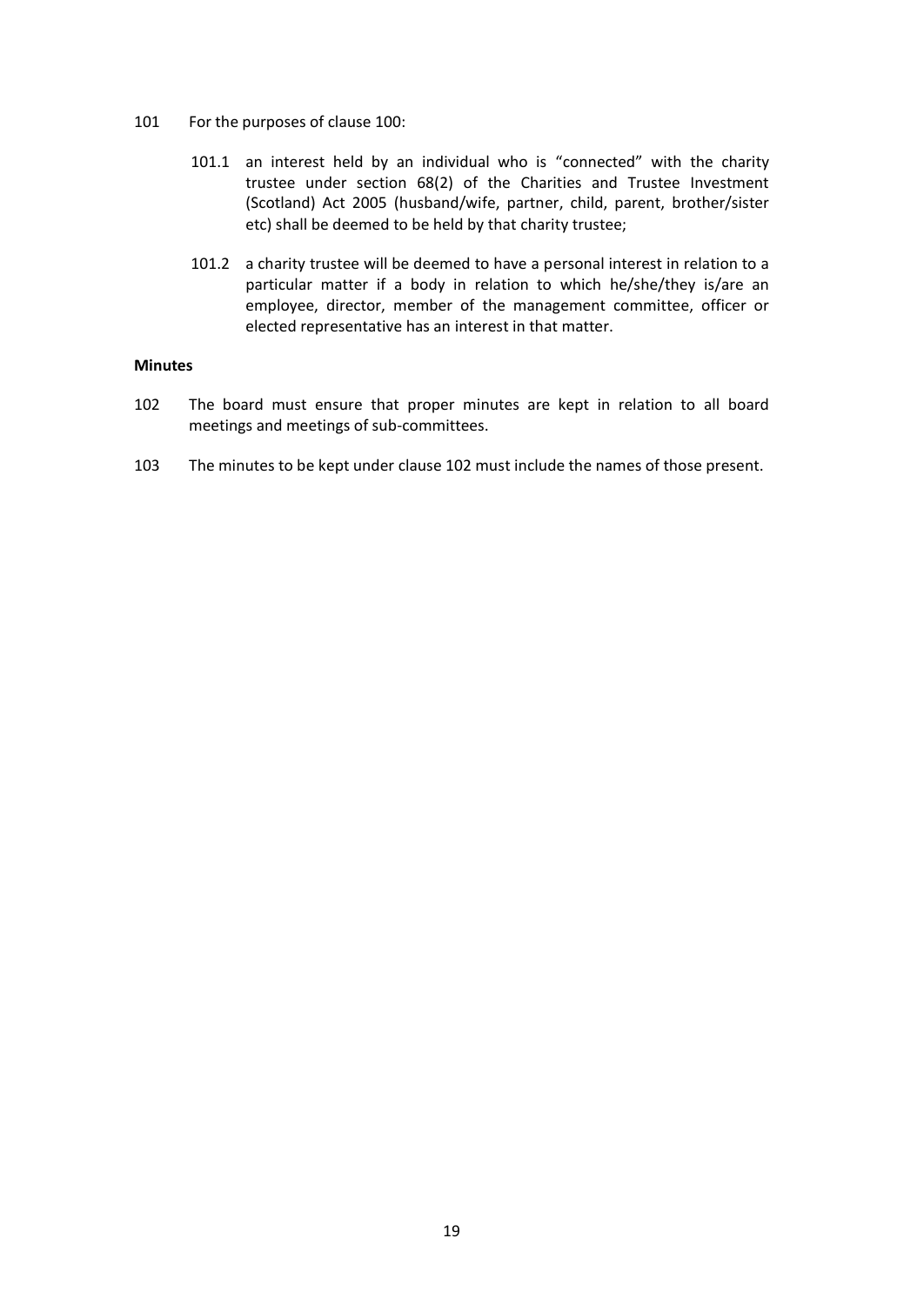101 For the purposes of clause 100:

101.1 an interest held by an individual who is "connected" with the charity trustee under section 68(2) of the Charities and Trustee Investment (Scotland) Act 2005 (husband/wife, partner, child, parent, brother/sister etc) shall be deemed to be held by that charity trustee;

101.2 a charity trustee will be deemed to have a personal interest in relation to a particular matter if a body in relation to which he/she/they is/are an employee, director, member of the management committee, officer or elected representative has an interest in that matter.

**Minutes**

102 The board must ensure that proper minutes are kept in relation to all board meetings and meetings of sub-committees.

103 The minutes to be kept under clause 102 must include the names of those present.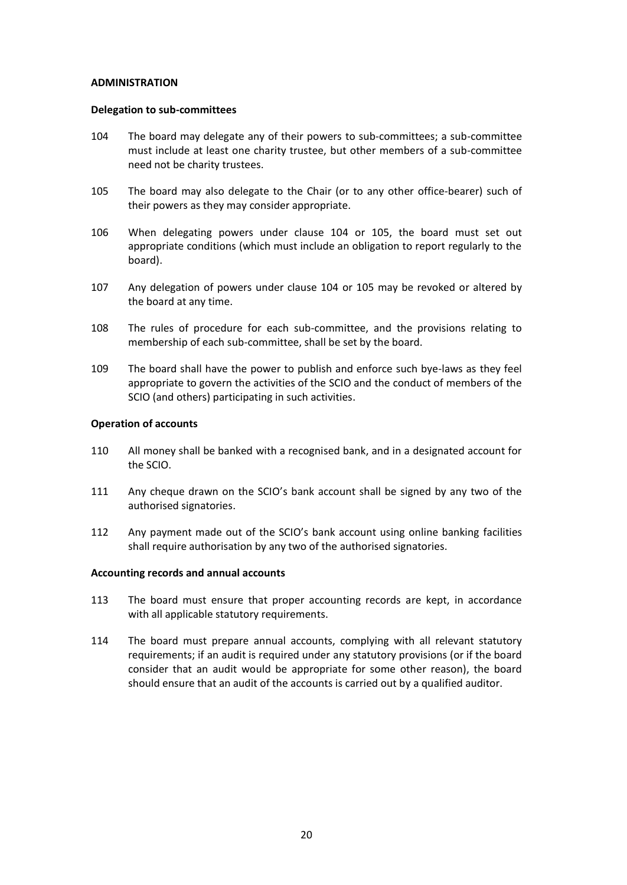## ADMINISTRATION

### Delegation to sub-committees

104 The board may delegate any of their powers to sub-committees; a sub-committee must include at least one charity trustee, but other members of a sub-committee need not be charity trustees.

105 The board may also delegate to the Chair (or to any other office-bearer) such of their powers as they may consider appropriate.

106 When delegating powers under clause 104 or 105, the board must set out appropriate conditions (which must include an obligation to report regularly to the board).

107 Any delegation of powers under clause 104 or 105 may be revoked or altered by the board at any time.

108 The rules of procedure for each sub-committee, and the provisions relating to membership of each sub-committee, shall be set by the board.

109 The board shall have the power to publish and enforce such bye-laws as they feel appropriate to govern the activities of the SCIO and the conduct of members of the SCIO (and others) participating in such activities.

### Operation of accounts

110 All money shall be banked with a recognised bank, and in a designated account for the SCIO.

111 Any cheque drawn on the SCIO's bank account shall be signed by any two of the authorised signatories.

112 Any payment made out of the SCIO's bank account using online banking facilities shall require authorisation by any two of the authorised signatories.

### Accounting records and annual accounts

113 The board must ensure that proper accounting records are kept, in accordance with all applicable statutory requirements.

114 The board must prepare annual accounts, complying with all relevant statutory requirements; if an audit is required under any statutory provisions (or if the board consider that an audit would be appropriate for some other reason), the board should ensure that an audit of the accounts is carried out by a qualified auditor.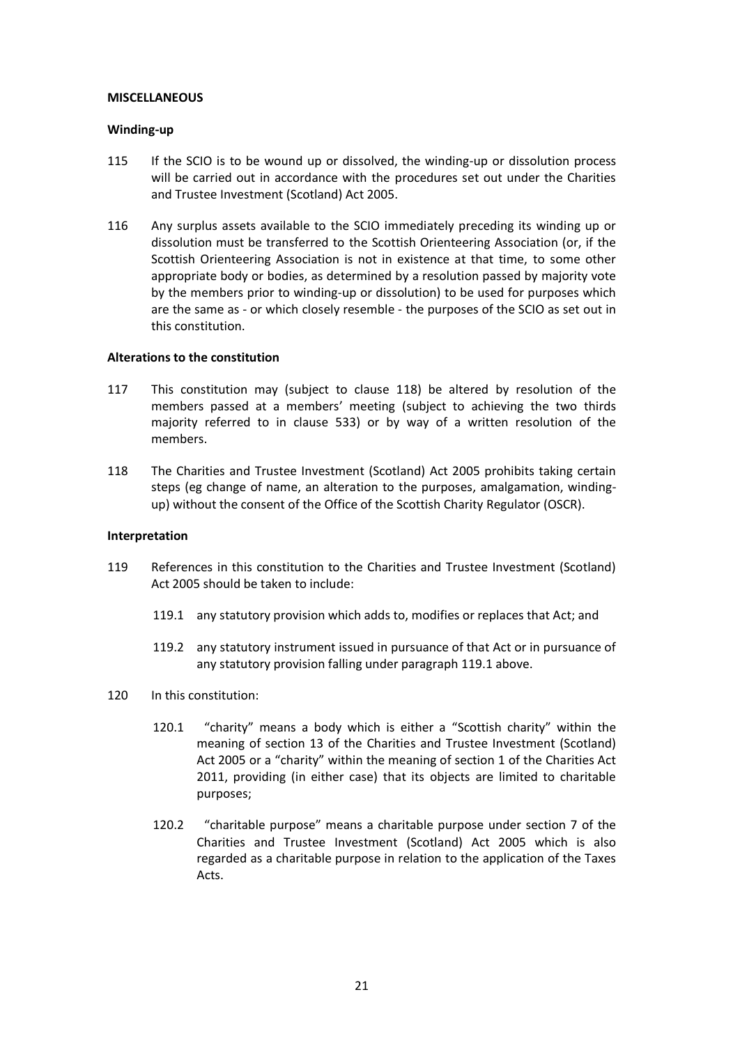**MISCELLANEOUS**

**Winding-up**

115 If the SCIO is to be wound up or dissolved, the winding-up or dissolution process will be carried out in accordance with the procedures set out under the Charities and Trustee Investment (Scotland) Act 2005.

116 Any surplus assets available to the SCIO immediately preceding its winding up or dissolution must be transferred to the Scottish Orienteering Association (or, if the Scottish Orienteering Association is not in existence at that time, to some other appropriate body or bodies, as determined by a resolution passed by majority vote by the members prior to winding-up or dissolution) to be used for purposes which are the same as - or which closely resemble - the purposes of the SCIO as set out in this constitution.

**Alterations to the constitution**

117 This constitution may (subject to clause 118) be altered by resolution of the members passed at a members' meeting (subject to achieving the two thirds majority referred to in clause 533) or by way of a written resolution of the members.

118 The Charities and Trustee Investment (Scotland) Act 2005 prohibits taking certain steps (eg change of name, an alteration to the purposes, amalgamation, winding-up) without the consent of the Office of the Scottish Charity Regulator (OSCR).

**Interpretation**

119 References in this constitution to the Charities and Trustee Investment (Scotland) Act 2005 should be taken to include:

119.1 any statutory provision which adds to, modifies or replaces that Act; and

119.2 any statutory instrument issued in pursuance of that Act or in pursuance of any statutory provision falling under paragraph 119.1 above.

120 In this constitution:

120.1 "charity" means a body which is either a "Scottish charity" within the meaning of section 13 of the Charities and Trustee Investment (Scotland) Act 2005 or a "charity" within the meaning of section 1 of the Charities Act 2011, providing (in either case) that its objects are limited to charitable purposes;

120.2 "charitable purpose" means a charitable purpose under section 7 of the Charities and Trustee Investment (Scotland) Act 2005 which is also regarded as a charitable purpose in relation to the application of the Taxes Acts.